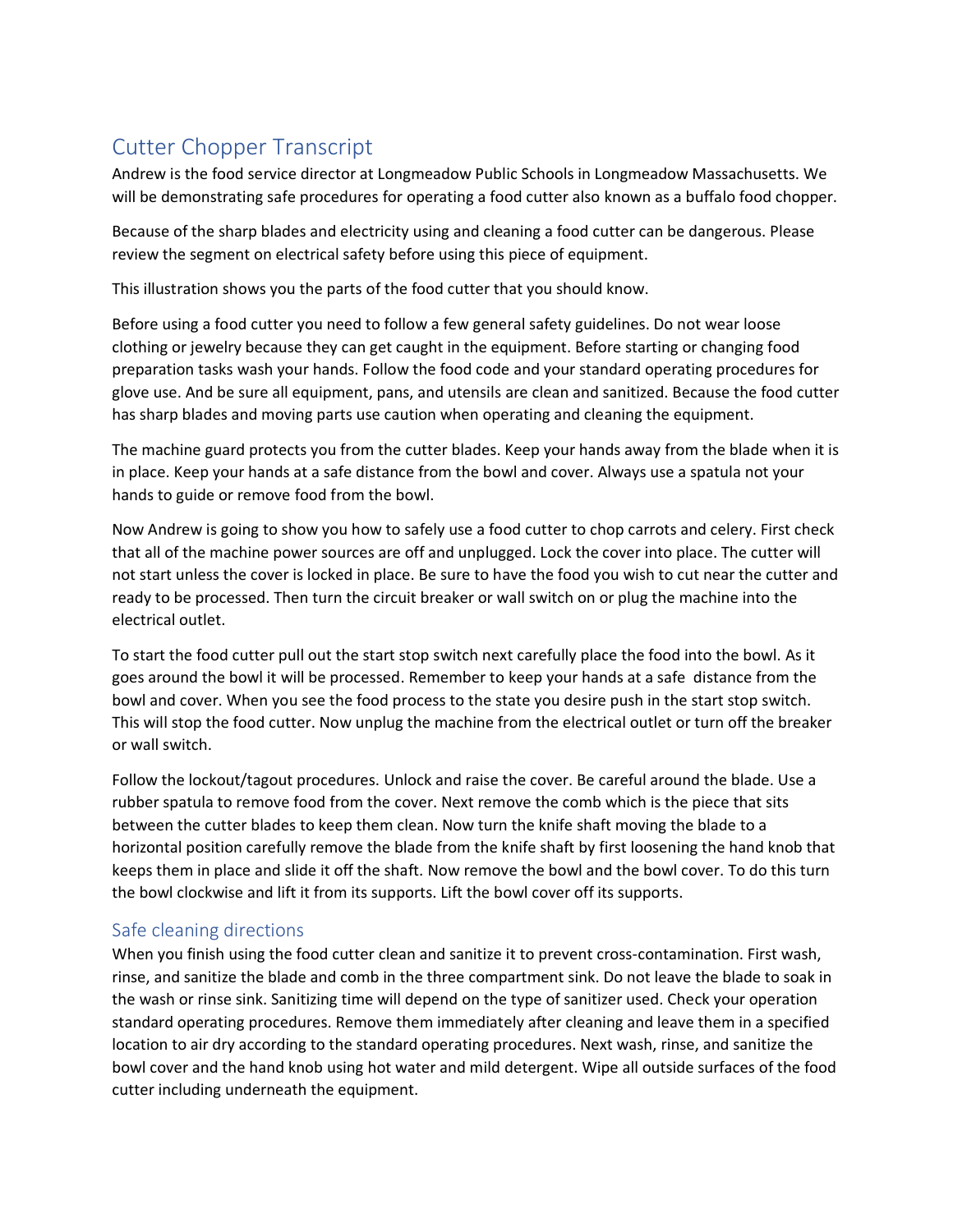# Cutter Chopper Transcript

Andrew is the food service director at Longmeadow Public Schools in Longmeadow Massachusetts. We will be demonstrating safe procedures for operating a food cutter also known as a buffalo food chopper.

Because of the sharp blades and electricity using and cleaning a food cutter can be dangerous. Please review the segment on electrical safety before using this piece of equipment.

This illustration shows you the parts of the food cutter that you should know.

Before using a food cutter you need to follow a few general safety guidelines. Do not wear loose clothing or jewelry because they can get caught in the equipment. Before starting or changing food preparation tasks wash your hands. Follow the food code and your standard operating procedures for glove use. And be sure all equipment, pans, and utensils are clean and sanitized. Because the food cutter has sharp blades and moving parts use caution when operating and cleaning the equipment.

The machine guard protects you from the cutter blades. Keep your hands away from the blade when it is in place. Keep your hands at a safe distance from the bowl and cover. Always use a spatula not your hands to guide or remove food from the bowl.

Now Andrew is going to show you how to safely use a food cutter to chop carrots and celery. First check that all of the machine power sources are off and unplugged. Lock the cover into place. The cutter will not start unless the cover is locked in place. Be sure to have the food you wish to cut near the cutter and ready to be processed. Then turn the circuit breaker or wall switch on or plug the machine into the electrical outlet.

To start the food cutter pull out the start stop switch next carefully place the food into the bowl. As it goes around the bowl it will be processed. Remember to keep your hands at a safe distance from the bowl and cover. When you see the food process to the state you desire push in the start stop switch. This will stop the food cutter. Now unplug the machine from the electrical outlet or turn off the breaker or wall switch.

Follow the lockout/tagout procedures. Unlock and raise the cover. Be careful around the blade. Use a rubber spatula to remove food from the cover. Next remove the comb which is the piece that sits between the cutter blades to keep them clean. Now turn the knife shaft moving the blade to a horizontal position carefully remove the blade from the knife shaft by first loosening the hand knob that keeps them in place and slide it off the shaft. Now remove the bowl and the bowl cover. To do this turn the bowl clockwise and lift it from its supports. Lift the bowl cover off its supports.

## Safe cleaning directions

When you finish using the food cutter clean and sanitize it to prevent cross-contamination. First wash, rinse, and sanitize the blade and comb in the three compartment sink. Do not leave the blade to soak in the wash or rinse sink. Sanitizing time will depend on the type of sanitizer used. Check your operation standard operating procedures. Remove them immediately after cleaning and leave them in a specified location to air dry according to the standard operating procedures. Next wash, rinse, and sanitize the bowl cover and the hand knob using hot water and mild detergent. Wipe all outside surfaces of the food cutter including underneath the equipment.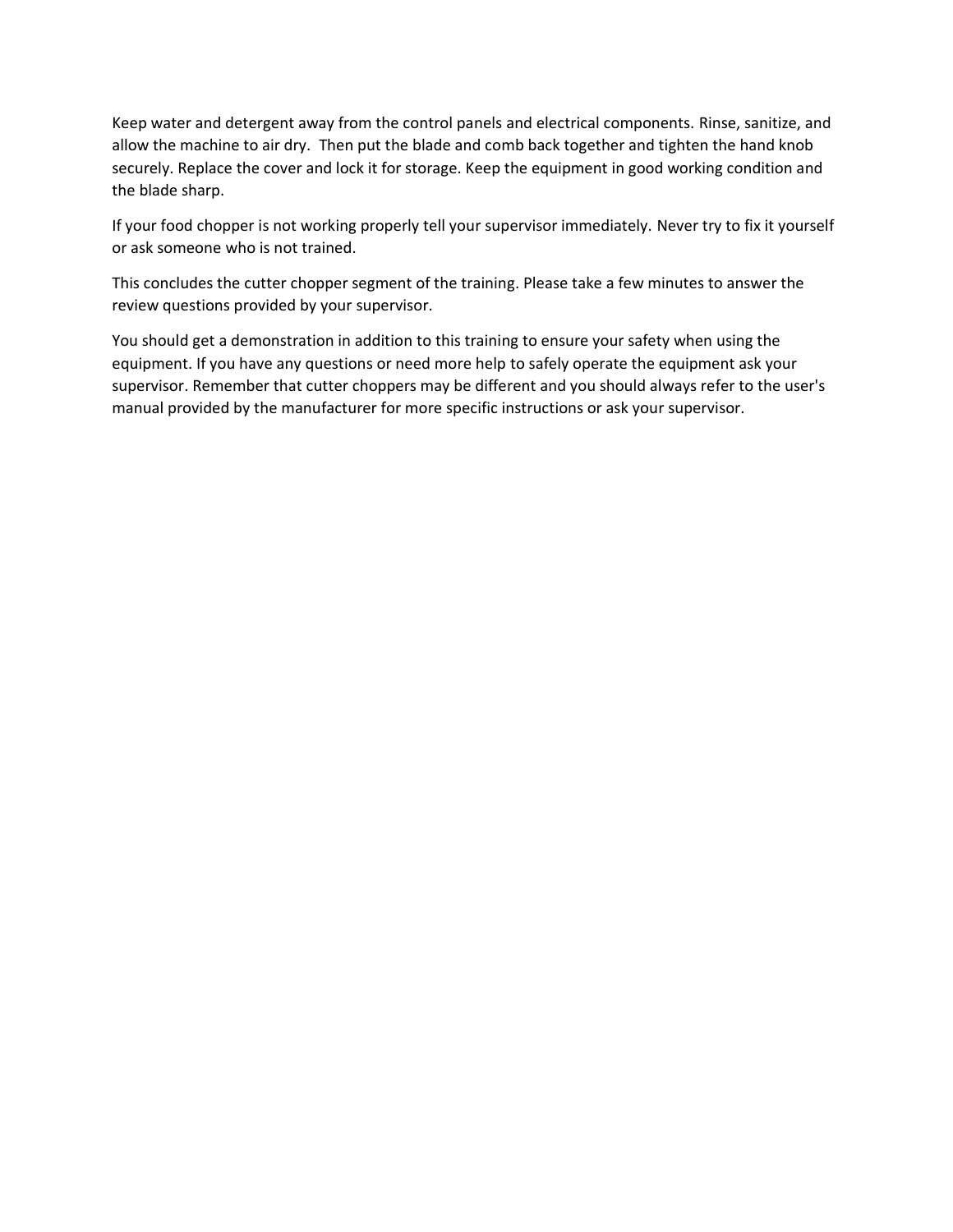Keep water and detergent away from the control panels and electrical components. Rinse, sanitize, and allow the machine to air dry. Then put the blade and comb back together and tighten the hand knob securely. Replace the cover and lock it for storage. Keep the equipment in good working condition and the blade sharp.

If your food chopper is not working properly tell your supervisor immediately. Never try to fix it yourself or ask someone who is not trained.

This concludes the cutter chopper segment of the training. Please take a few minutes to answer the review questions provided by your supervisor.

You should get a demonstration in addition to this training to ensure your safety when using the equipment. If you have any questions or need more help to safely operate the equipment ask your supervisor. Remember that cutter choppers may be different and you should always refer to the user's manual provided by the manufacturer for more specific instructions or ask your supervisor.